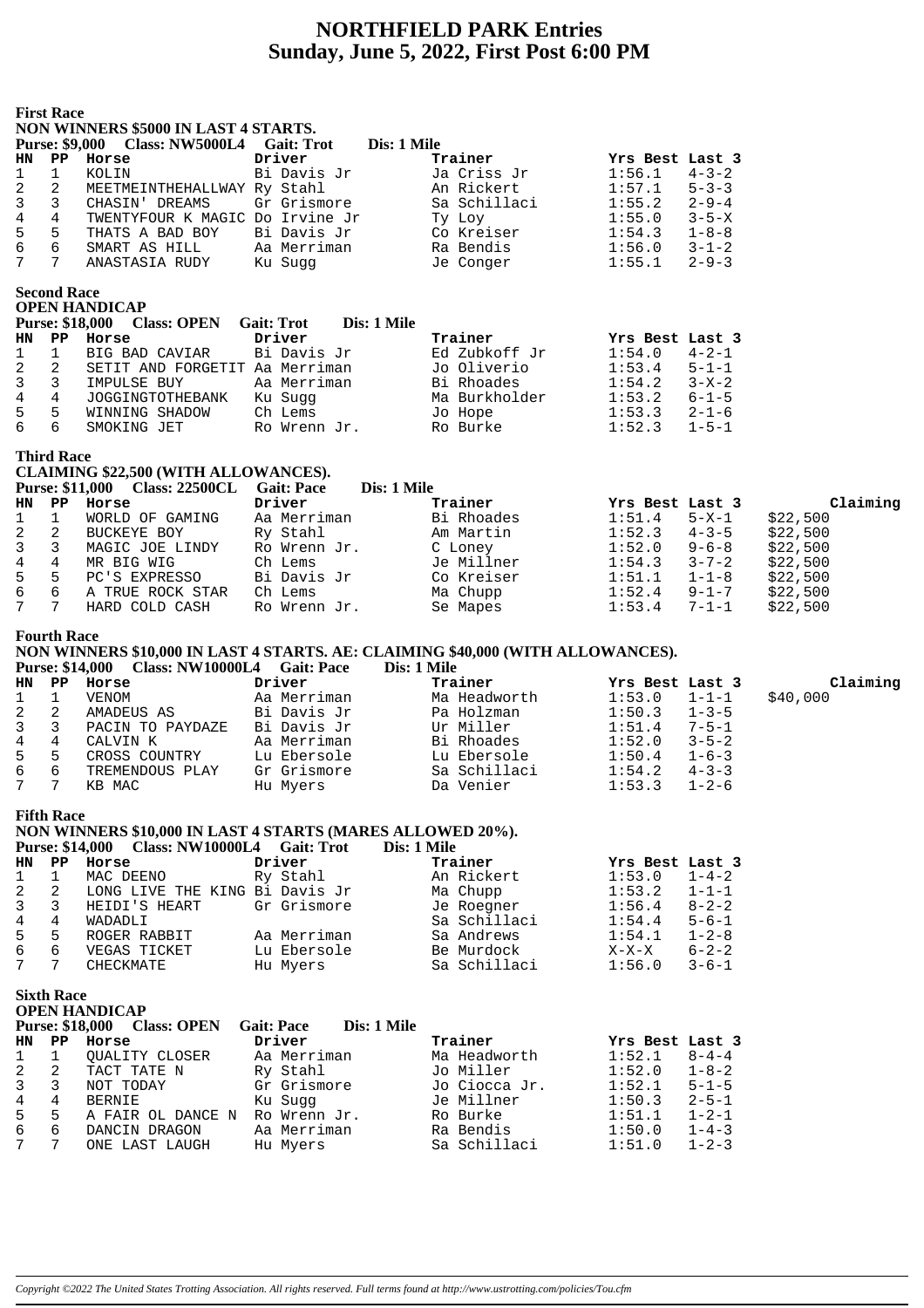# NORTHFIELD PARK Entries
## Sunday, June 5, 2022, First Post 6:00 PM

### First Race
**NON WINNERS $5000 IN LAST 4 STARTS.**
**Purse: $9,000 Class: NW5000L4 Gait: Trot Dis: 1 Mile**

| HN | PP | Horse | Driver | Trainer | Yrs Best | Last 3 |
|---|---|---|---|---|---|---|
| 1 | 1 | KOLIN | Bi Davis Jr | Ja Criss Jr | 1:56.1 | 4-3-2 |
| 2 | 2 | MEETMEINTHEHALLWAY | Ry Stahl | An Rickert | 1:57.1 | 5-3-3 |
| 3 | 3 | CHASIN' DREAMS | Gr Grismore | Sa Schillaci | 1:55.2 | 2-9-4 |
| 4 | 4 | TWENTYFOUR K MAGIC | Do Irvine Jr | Ty Loy | 1:55.0 | 3-5-X |
| 5 | 5 | THATS A BAD BOY | Bi Davis Jr | Co Kreiser | 1:54.3 | 1-8-8 |
| 6 | 6 | SMART AS HILL | Aa Merriman | Ra Bendis | 1:56.0 | 3-1-2 |
| 7 | 7 | ANASTASIA RUDY | Ku Sugg | Je Conger | 1:55.1 | 2-9-3 |

### Second Race
**OPEN HANDICAP**
**Purse: $18,000 Class: OPEN Gait: Trot Dis: 1 Mile**

| HN | PP | Horse | Driver | Trainer | Yrs Best | Last 3 |
|---|---|---|---|---|---|---|
| 1 | 1 | BIG BAD CAVIAR | Bi Davis Jr | Ed Zubkoff Jr | 1:54.0 | 4-2-1 |
| 2 | 2 | SETIT AND FORGETIT | Aa Merriman | Jo Oliverio | 1:53.4 | 5-1-1 |
| 3 | 3 | IMPULSE BUY | Aa Merriman | Bi Rhoades | 1:54.2 | 3-X-2 |
| 4 | 4 | JOGGINGTOTHEBANK | Ku Sugg | Ma Burkholder | 1:53.2 | 6-1-5 |
| 5 | 5 | WINNING SHADOW | Ch Lems | Jo Hope | 1:53.3 | 2-1-6 |
| 6 | 6 | SMOKING JET | Ro Wrenn Jr. | Ro Burke | 1:52.3 | 1-5-1 |

### Third Race
**CLAIMING $22,500 (WITH ALLOWANCES).**
**Purse: $11,000 Class: 22500CL Gait: Pace Dis: 1 Mile**

| HN | PP | Horse | Driver | Trainer | Yrs Best | Last 3 | Claiming |
|---|---|---|---|---|---|---|---|
| 1 | 1 | WORLD OF GAMING | Aa Merriman | Bi Rhoades | 1:51.4 | 5-X-1 | $22,500 |
| 2 | 2 | BUCKEYE BOY | Ry Stahl | Am Martin | 1:52.3 | 4-3-5 | $22,500 |
| 3 | 3 | MAGIC JOE LINDY | Ro Wrenn Jr. | C Loney | 1:52.0 | 9-6-8 | $22,500 |
| 4 | 4 | MR BIG WIG | Ch Lems | Je Millner | 1:54.3 | 3-7-2 | $22,500 |
| 5 | 5 | PC'S EXPRESSO | Bi Davis Jr | Co Kreiser | 1:51.1 | 1-1-8 | $22,500 |
| 6 | 6 | A TRUE ROCK STAR | Ch Lems | Ma Chupp | 1:52.4 | 9-1-7 | $22,500 |
| 7 | 7 | HARD COLD CASH | Ro Wrenn Jr. | Se Mapes | 1:53.4 | 7-1-1 | $22,500 |

### Fourth Race
**NON WINNERS $10,000 IN LAST 4 STARTS. AE: CLAIMING $40,000 (WITH ALLOWANCES).**
**Purse: $14,000 Class: NW10000L4 Gait: Pace Dis: 1 Mile**

| HN | PP | Horse | Driver | Trainer | Yrs Best | Last 3 | Claiming |
|---|---|---|---|---|---|---|---|
| 1 | 1 | VENOM | Aa Merriman | Ma Headworth | 1:53.0 | 1-1-1 | $40,000 |
| 2 | 2 | AMADEUS AS | Bi Davis Jr | Pa Holzman | 1:50.3 | 1-3-5 | |
| 3 | 3 | PACIN TO PAYDAZE | Bi Davis Jr | Ur Miller | 1:51.4 | 7-5-1 | |
| 4 | 4 | CALVIN K | Aa Merriman | Bi Rhoades | 1:52.0 | 3-5-2 | |
| 5 | 5 | CROSS COUNTRY | Lu Ebersole | Lu Ebersole | 1:50.4 | 1-6-3 | |
| 6 | 6 | TREMENDOUS PLAY | Gr Grismore | Sa Schillaci | 1:54.2 | 4-3-3 | |
| 7 | 7 | KB MAC | Hu Myers | Da Venier | 1:53.3 | 1-2-6 | |

### Fifth Race
**NON WINNERS $10,000 IN LAST 4 STARTS (MARES ALLOWED 20%).**
**Purse: $14,000 Class: NW10000L4 Gait: Trot Dis: 1 Mile**

| HN | PP | Horse | Driver | Trainer | Yrs Best | Last 3 |
|---|---|---|---|---|---|---|
| 1 | 1 | MAC DEENO | Ry Stahl | An Rickert | 1:53.0 | 1-4-2 |
| 2 | 2 | LONG LIVE THE KING | Bi Davis Jr | Ma Chupp | 1:53.2 | 1-1-1 |
| 3 | 3 | HEIDI'S HEART | Gr Grismore | Je Roegner | 1:56.4 | 8-2-2 |
| 4 | 4 | WADADLI | | Sa Schillaci | 1:54.4 | 5-6-1 |
| 5 | 5 | ROGER RABBIT | Aa Merriman | Sa Andrews | 1:54.1 | 1-2-8 |
| 6 | 6 | VEGAS TICKET | Lu Ebersole | Be Murdock | X-X-X | 6-2-2 |
| 7 | 7 | CHECKMATE | Hu Myers | Sa Schillaci | 1:56.0 | 3-6-1 |

### Sixth Race
**OPEN HANDICAP**
**Purse: $18,000 Class: OPEN Gait: Pace Dis: 1 Mile**

| HN | PP | Horse | Driver | Trainer | Yrs Best | Last 3 |
|---|---|---|---|---|---|---|
| 1 | 1 | QUALITY CLOSER | Aa Merriman | Ma Headworth | 1:52.1 | 8-4-4 |
| 2 | 2 | TACT TATE N | Ry Stahl | Jo Miller | 1:52.0 | 1-8-2 |
| 3 | 3 | NOT TODAY | Gr Grismore | Jo Ciocca Jr. | 1:52.1 | 5-1-5 |
| 4 | 4 | BERNIE | Ku Sugg | Je Millner | 1:50.3 | 2-5-1 |
| 5 | 5 | A FAIR OL DANCE N | Ro Wrenn Jr. | Ro Burke | 1:51.1 | 1-2-1 |
| 6 | 6 | DANCIN DRAGON | Aa Merriman | Ra Bendis | 1:50.0 | 1-4-3 |
| 7 | 7 | ONE LAST LAUGH | Hu Myers | Sa Schillaci | 1:51.0 | 1-2-3 |

*Copyright ©2022 The United States Trotting Association. All rights reserved. Full terms found at http://www.ustrotting.com/policies/Tou.cfm*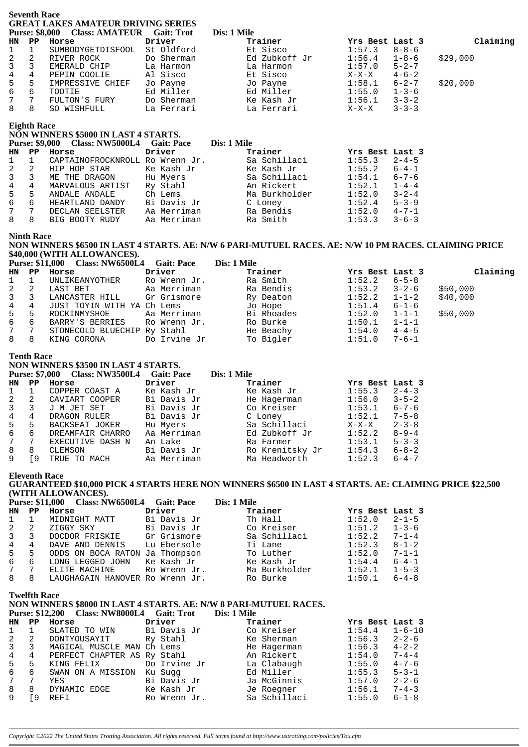## Seventh Race

**GREAT LAKES AMATEUR DRIVING SERIES**

**Purse: $8,000 Class: AMATEUR Gait: Trot Dis: 1 Mile**

| HN | PP | Horse | Driver | Trainer | Yrs Best | Last 3 | Claiming |
|---|---|---|---|---|---|---|---|
| 1 | 1 | SUMBODYGETDISFOOL | St Oldford | Et Sisco | 1:57.3 | 8-8-6 | |
| 2 | 2 | RIVER ROCK | Do Sherman | Ed Zubkoff Jr | 1:56.4 | 1-8-6 | $29,000 |
| 3 | 3 | EMERALD CHIP | La Harmon | La Harmon | 1:57.0 | 5-2-7 | |
| 4 | 4 | PEPIN COOLIE | Al Sisco | Et Sisco | X-X-X | 4-6-2 | |
| 5 | 5 | IMPRESSIVE CHIEF | Jo Payne | Jo Payne | 1:58.1 | 6-2-7 | $20,000 |
| 6 | 6 | TOOTIE | Ed Miller | Ed Miller | 1:55.0 | 1-3-6 | |
| 7 | 7 | FULTON'S FURY | Do Sherman | Ke Kash Jr | 1:56.1 | 3-3-2 | |
| 8 | 8 | SO WISHFULL | La Ferrari | La Ferrari | X-X-X | 3-3-3 | |

## Eighth Race

**NON WINNERS $5000 IN LAST 4 STARTS.**

**Purse: $9,000 Class: NW5000L4 Gait: Pace Dis: 1 Mile**

| HN | PP | Horse | Driver | Trainer | Yrs Best | Last 3 |
|---|---|---|---|---|---|---|
| 1 | 1 | CAPTAINOFROCKNROLL | Ro Wrenn Jr. | Sa Schillaci | 1:55.3 | 2-4-5 |
| 2 | 2 | HIP HOP STAR | Ke Kash Jr | Ke Kash Jr | 1:55.2 | 6-4-1 |
| 3 | 3 | ME THE DRAGON | Hu Myers | Sa Schillaci | 1:54.1 | 6-7-6 |
| 4 | 4 | MARVALOUS ARTIST | Ry Stahl | An Rickert | 1:52.1 | 1-4-4 |
| 5 | 5 | ANDALE ANDALE | Ch Lems | Ma Burkholder | 1:52.0 | 3-2-4 |
| 6 | 6 | HEARTLAND DANDY | Bi Davis Jr | C Loney | 1:52.4 | 5-3-9 |
| 7 | 7 | DECLAN SEELSTER | Aa Merriman | Ra Bendis | 1:52.0 | 4-7-1 |
| 8 | 8 | BIG BOOTY RUDY | Aa Merriman | Ra Smith | 1:53.3 | 3-6-3 |

## Ninth Race

**NON WINNERS $6500 IN LAST 4 STARTS. AE: N/W 6 PARI-MUTUEL RACES. AE: N/W 10 PM RACES. CLAIMING PRICE $40,000 (WITH ALLOWANCES).**

**Purse: $11,000 Class: NW6500L4 Gait: Pace Dis: 1 Mile**

| HN | PP | Horse | Driver | Trainer | Yrs Best | Last 3 | Claiming |
|---|---|---|---|---|---|---|---|
| 1 | 1 | UNLIKEANYOTHER | Ro Wrenn Jr. | Ra Smith | 1:52.2 | 6-5-8 | |
| 2 | 2 | LAST BET | Aa Merriman | Ra Bendis | 1:53.2 | 3-2-6 | $50,000 |
| 3 | 3 | LANCASTER HILL | Gr Grismore | Ry Deaton | 1:52.2 | 1-1-2 | $40,000 |
| 4 | 4 | JUST TOYIN WITH YA | Ch Lems | Jo Hope | 1:51.4 | 6-1-6 | |
| 5 | 5 | ROCKINMYSHOE | Aa Merriman | Bi Rhoades | 1:52.0 | 1-1-1 | $50,000 |
| 6 | 6 | BARRY'S BERRIES | Ro Wrenn Jr. | Ro Burke | 1:50.1 | 1-1-1 | |
| 7 | 7 | STONECOLD BLUECHIP | Ry Stahl | He Beachy | 1:54.0 | 4-4-5 | |
| 8 | 8 | KING CORONA | Do Irvine Jr | To Bigler | 1:51.0 | 7-6-1 | |

## Tenth Race

**NON WINNERS $3500 IN LAST 4 STARTS.**

**Purse: $7,000 Class: NW3500L4 Gait: Pace Dis: 1 Mile**

| HN | PP | Horse | Driver | Trainer | Yrs Best | Last 3 |
|---|---|---|---|---|---|---|
| 1 | 1 | COPPER COAST A | Ke Kash Jr | Ke Kash Jr | 1:55.3 | 2-4-3 |
| 2 | 2 | CAVIART COOPER | Bi Davis Jr | He Hagerman | 1:56.0 | 3-5-2 |
| 3 | 3 | J M JET SET | Bi Davis Jr | Co Kreiser | 1:53.1 | 6-7-6 |
| 4 | 4 | DRAGON RULER | Bi Davis Jr | C Loney | 1:52.1 | 7-5-8 |
| 5 | 5 | BACKSEAT JOKER | Hu Myers | Sa Schillaci | X-X-X | 2-3-8 |
| 6 | 6 | DREAMFAIR CHARRO | Aa Merriman | Ed Zubkoff Jr | 1:52.2 | 8-9-4 |
| 7 | 7 | EXECUTIVE DASH N | An Lake | Ra Farmer | 1:53.1 | 5-3-3 |
| 8 | 8 | CLEMSON | Bi Davis Jr | Ro Krenitsky Jr | 1:54.3 | 6-8-2 |
| 9 | [9 | TRUE TO MACH | Aa Merriman | Ma Headworth | 1:52.3 | 6-4-7 |

## Eleventh Race

**GUARANTEED $10,000 PICK 4 STARTS HERE NON WINNERS $6500 IN LAST 4 STARTS. AE: CLAIMING PRICE $22,500 (WITH ALLOWANCES).**

**Purse: $11,000 Class: NW6500L4 Gait: Pace Dis: 1 Mile**

| HN | PP | Horse | Driver | Trainer | Yrs Best | Last 3 |
|---|---|---|---|---|---|---|
| 1 | 1 | MIDNIGHT MATT | Bi Davis Jr | Th Hall | 1:52.0 | 2-1-5 |
| 2 | 2 | ZIGGY SKY | Bi Davis Jr | Co Kreiser | 1:51.2 | 1-3-6 |
| 3 | 3 | DOCDOR FRISKIE | Gr Grismore | Sa Schillaci | 1:52.2 | 7-1-4 |
| 4 | 4 | DAVE AND DENNIS | Lu Ebersole | Ti Lane | 1:52.3 | 8-1-2 |
| 5 | 5 | ODDS ON BOCA RATON | Ja Thompson | To Luther | 1:52.0 | 7-1-1 |
| 6 | 6 | LONG LEGGED JOHN | Ke Kash Jr | Ke Kash Jr | 1:54.4 | 6-4-1 |
| 7 | 7 | ELITE MACHINE | Ro Wrenn Jr. | Ma Burkholder | 1:52.1 | 1-5-3 |
| 8 | 8 | LAUGHAGAIN HANOVER | Ro Wrenn Jr. | Ro Burke | 1:50.1 | 6-4-8 |

## Twelfth Race

**NON WINNERS $8000 IN LAST 4 STARTS. AE: N/W 8 PARI-MUTUEL RACES.**

**Purse: $12,200 Class: NW8000L4 Gait: Trot Dis: 1 Mile**

| HN | PP | Horse | Driver | Trainer | Yrs Best | Last 3 |
|---|---|---|---|---|---|---|
| 1 | 1 | SLATED TO WIN | Bi Davis Jr | Co Kreiser | 1:54.4 | 1-6-10 |
| 2 | 2 | DONTYOUSAYIT | Ry Stahl | Ke Sherman | 1:56.3 | 2-2-6 |
| 3 | 3 | MAGICAL MUSCLE MAN | Ch Lems | He Hagerman | 1:56.3 | 4-2-2 |
| 4 | 4 | PERFECT CHAPTER AS | Ry Stahl | An Rickert | 1:54.0 | 7-4-4 |
| 5 | 5 | KING FELIX | Do Irvine Jr | La Clabaugh | 1:55.0 | 4-7-6 |
| 6 | 6 | SWAN ON A MISSION | Ku Sugg | Ed Miller | 1:55.3 | 5-3-1 |
| 7 | 7 | YES | Bi Davis Jr | Ja McGinnis | 1:57.0 | 2-2-6 |
| 8 | 8 | DYNAMIC EDGE | Ke Kash Jr | Je Roegner | 1:56.1 | 7-4-3 |
| 9 | [9 | REFI | Ro Wrenn Jr. | Sa Schillaci | 1:55.0 | 6-1-8 |

*Copyright ©2022 The United States Trotting Association. All rights reserved. Full terms found at http://www.ustrotting.com/policies/Tou.cfm*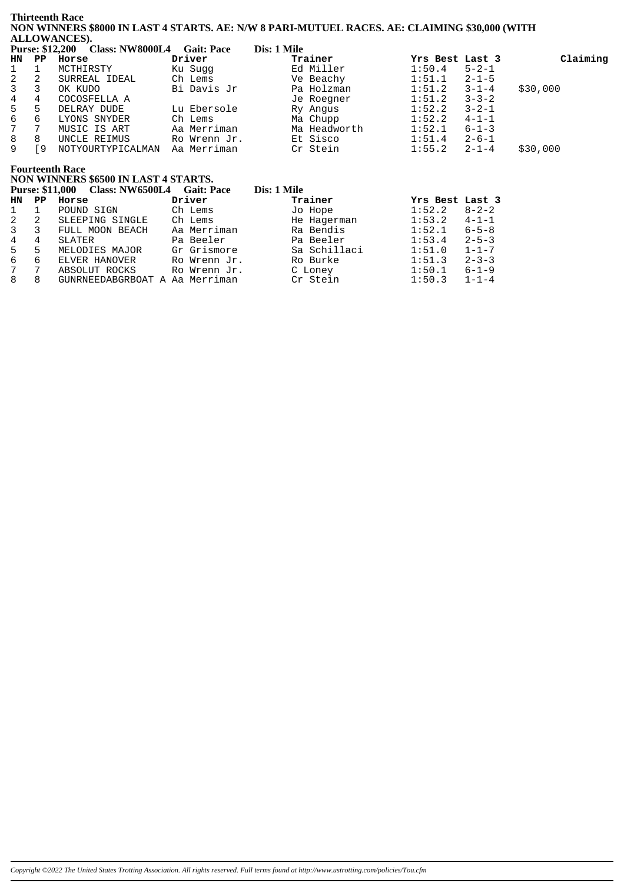**Thirteenth Race**

**NON WINNERS $8000 IN LAST 4 STARTS. AE: N/W 8 PARI-MUTUEL RACES. AE: CLAIMING $30,000 (WITH ALLOWANCES).**

**Purse: $12,200 Class: NW8000L4 Gait: Pace Dis: 1 Mile**

| HN | PP | Horse | Driver | Trainer | Yrs Best | Last 3 | Claiming |
|---|---|---|---|---|---|---|---|
| 1 | 1 | MCTHIRSTY | Ku Sugg | Ed Miller | 1:50.4 | 5-2-1 | |
| 2 | 2 | SURREAL IDEAL | Ch Lems | Ve Beachy | 1:51.1 | 2-1-5 | |
| 3 | 3 | OK KUDO | Bi Davis Jr | Pa Holzman | 1:51.2 | 3-1-4 | $30,000 |
| 4 | 4 | COCOSFELLA A | | Je Roegner | 1:51.2 | 3-3-2 | |
| 5 | 5 | DELRAY DUDE | Lu Ebersole | Ry Angus | 1:52.2 | 3-2-1 | |
| 6 | 6 | LYONS SNYDER | Ch Lems | Ma Chupp | 1:52.2 | 4-1-1 | |
| 7 | 7 | MUSIC IS ART | Aa Merriman | Ma Headworth | 1:52.1 | 6-1-3 | |
| 8 | 8 | UNCLE REIMUS | Ro Wrenn Jr. | Et Sisco | 1:51.4 | 2-6-1 | |
| 9 | [9 | NOTYOURTYPICALMAN | Aa Merriman | Cr Stein | 1:55.2 | 2-1-4 | $30,000 |

**Fourteenth Race**

**NON WINNERS $6500 IN LAST 4 STARTS.**

**Purse: $11,000 Class: NW6500L4 Gait: Pace Dis: 1 Mile**

| HN | PP | Horse | Driver | Trainer | Yrs Best | Last 3 |
|---|---|---|---|---|---|---|
| 1 | 1 | POUND SIGN | Ch Lems | Jo Hope | 1:52.2 | 8-2-2 |
| 2 | 2 | SLEEPING SINGLE | Ch Lems | He Hagerman | 1:53.2 | 4-1-1 |
| 3 | 3 | FULL MOON BEACH | Aa Merriman | Ra Bendis | 1:52.1 | 6-5-8 |
| 4 | 4 | SLATER | Pa Beeler | Pa Beeler | 1:53.4 | 2-5-3 |
| 5 | 5 | MELODIES MAJOR | Gr Grismore | Sa Schillaci | 1:51.0 | 1-1-7 |
| 6 | 6 | ELVER HANOVER | Ro Wrenn Jr. | Ro Burke | 1:51.3 | 2-3-3 |
| 7 | 7 | ABSOLUT ROCKS | Ro Wrenn Jr. | C Loney | 1:50.1 | 6-1-9 |
| 8 | 8 | GUNRNEEDABGRBOAT A | Aa Merriman | Cr Stein | 1:50.3 | 1-1-4 |

*Copyright ©2022 The United States Trotting Association. All rights reserved. Full terms found at http://www.ustrotting.com/policies/Tou.cfm*